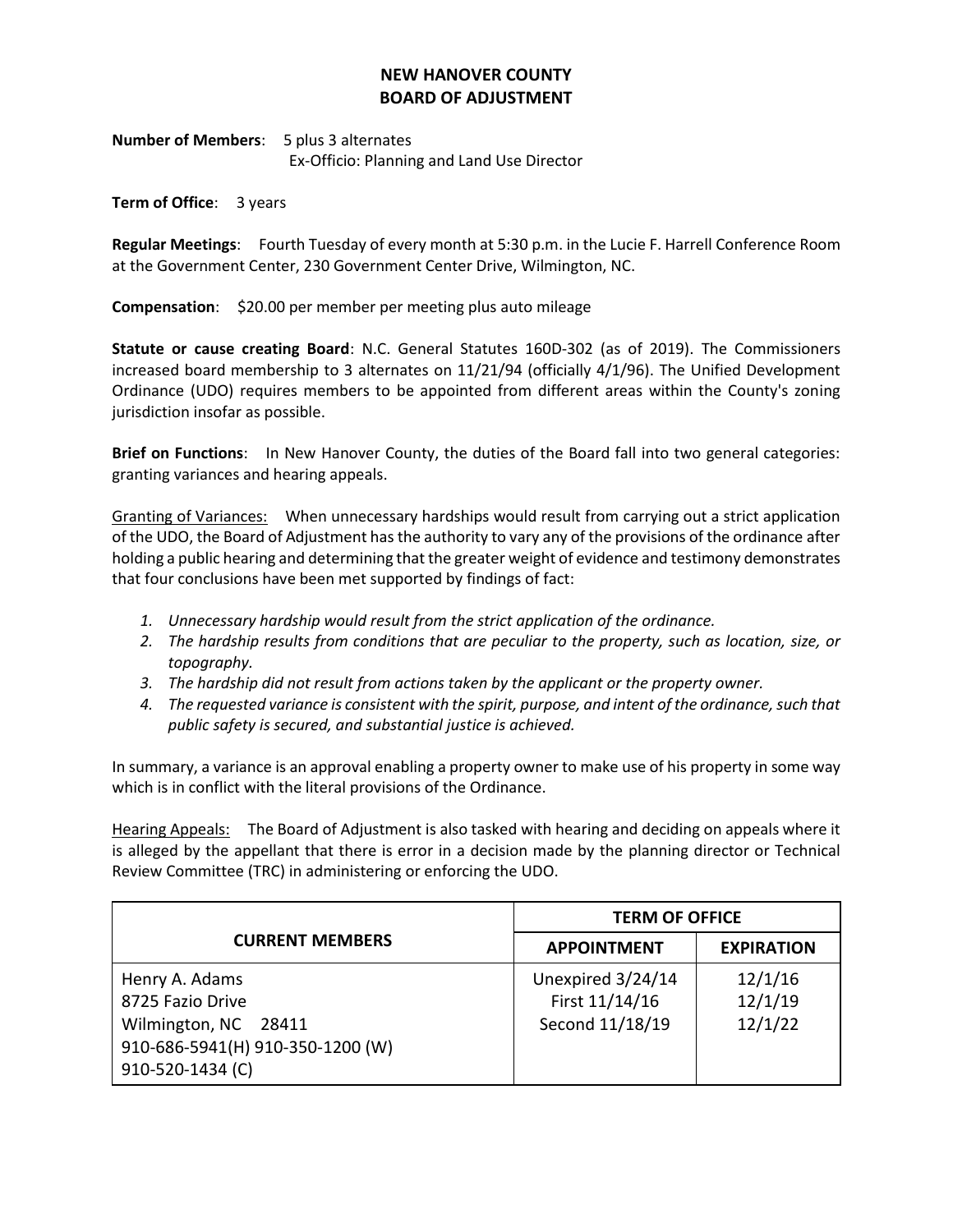# NEW HANOVER COUNTY
# BOARD OF ADJUSTMENT

**Number of Members**: 5 plus 3 alternates
Ex-Officio: Planning and Land Use Director

**Term of Office**: 3 years

**Regular Meetings**: Fourth Tuesday of every month at 5:30 p.m. in the Lucie F. Harrell Conference Room at the Government Center, 230 Government Center Drive, Wilmington, NC.

**Compensation**: $20.00 per member per meeting plus auto mileage

**Statute or cause creating Board**: N.C. General Statutes 160D-302 (as of 2019). The Commissioners increased board membership to 3 alternates on 11/21/94 (officially 4/1/96). The Unified Development Ordinance (UDO) requires members to be appointed from different areas within the County's zoning jurisdiction insofar as possible.

**Brief on Functions**: In New Hanover County, the duties of the Board fall into two general categories: granting variances and hearing appeals.

Granting of Variances: When unnecessary hardships would result from carrying out a strict application of the UDO, the Board of Adjustment has the authority to vary any of the provisions of the ordinance after holding a public hearing and determining that the greater weight of evidence and testimony demonstrates that four conclusions have been met supported by findings of fact:

1. *Unnecessary hardship would result from the strict application of the ordinance.*
2. *The hardship results from conditions that are peculiar to the property, such as location, size, or topography.*
3. *The hardship did not result from actions taken by the applicant or the property owner.*
4. *The requested variance is consistent with the spirit, purpose, and intent of the ordinance, such that public safety is secured, and substantial justice is achieved.*

In summary, a variance is an approval enabling a property owner to make use of his property in some way which is in conflict with the literal provisions of the Ordinance.

Hearing Appeals: The Board of Adjustment is also tasked with hearing and deciding on appeals where it is alleged by the appellant that there is error in a decision made by the planning director or Technical Review Committee (TRC) in administering or enforcing the UDO.

| CURRENT MEMBERS | TERM OF OFFICE | |
|---|---|---|
| | **APPOINTMENT** | **EXPIRATION** |
| Henry A. Adams<br>8725 Fazio Drive<br>Wilmington, NC 28411<br>910-686-5941(H) 910-350-1200 (W)<br>910-520-1434 (C) | Unexpired 3/24/14<br>First 11/14/16<br>Second 11/18/19 | 12/1/16<br>12/1/19<br>12/1/22 |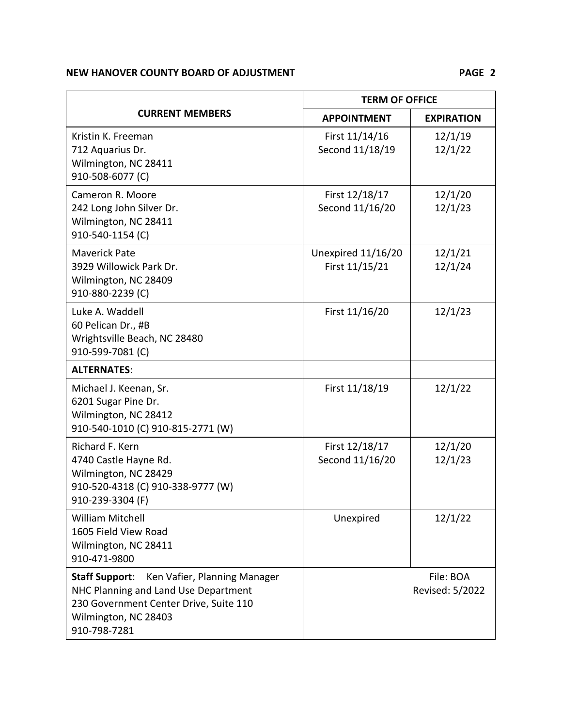| CURRENT MEMBERS | TERM OF OFFICE | |
|---|---|---|
| | **APPOINTMENT** | **EXPIRATION** |
| Kristin K. Freeman<br>712 Aquarius Dr.<br>Wilmington, NC 28411<br>910-508-6077 (C) | First 11/14/16<br>Second 11/18/19 | 12/1/19<br>12/1/22 |
| Cameron R. Moore<br>242 Long John Silver Dr.<br>Wilmington, NC 28411<br>910-540-1154 (C) | First 12/18/17<br>Second 11/16/20 | 12/1/20<br>12/1/23 |
| Maverick Pate<br>3929 Willowick Park Dr.<br>Wilmington, NC 28409<br>910-880-2239 (C) | Unexpired 11/16/20<br>First 11/15/21 | 12/1/21<br>12/1/24 |
| Luke A. Waddell<br>60 Pelican Dr., #B<br>Wrightsville Beach, NC 28480<br>910-599-7081 (C) | First 11/16/20 | 12/1/23 |
| **ALTERNATES**: | | |
| Michael J. Keenan, Sr.<br>6201 Sugar Pine Dr.<br>Wilmington, NC 28412<br>910-540-1010 (C) 910-815-2771 (W) | First 11/18/19 | 12/1/22 |
| Richard F. Kern<br>4740 Castle Hayne Rd.<br>Wilmington, NC 28429<br>910-520-4318 (C) 910-338-9777 (W)<br>910-239-3304 (F) | First 12/18/17<br>Second 11/16/20 | 12/1/20<br>12/1/23 |
| William Mitchell<br>1605 Field View Road<br>Wilmington, NC 28411<br>910-471-9800 | Unexpired | 12/1/22 |
| **Staff Support**: Ken Vafier, Planning Manager<br>NHC Planning and Land Use Department<br>230 Government Center Drive, Suite 110<br>Wilmington, NC 28403<br>910-798-7281 | File: BOA<br>Revised: 5/2022 | |